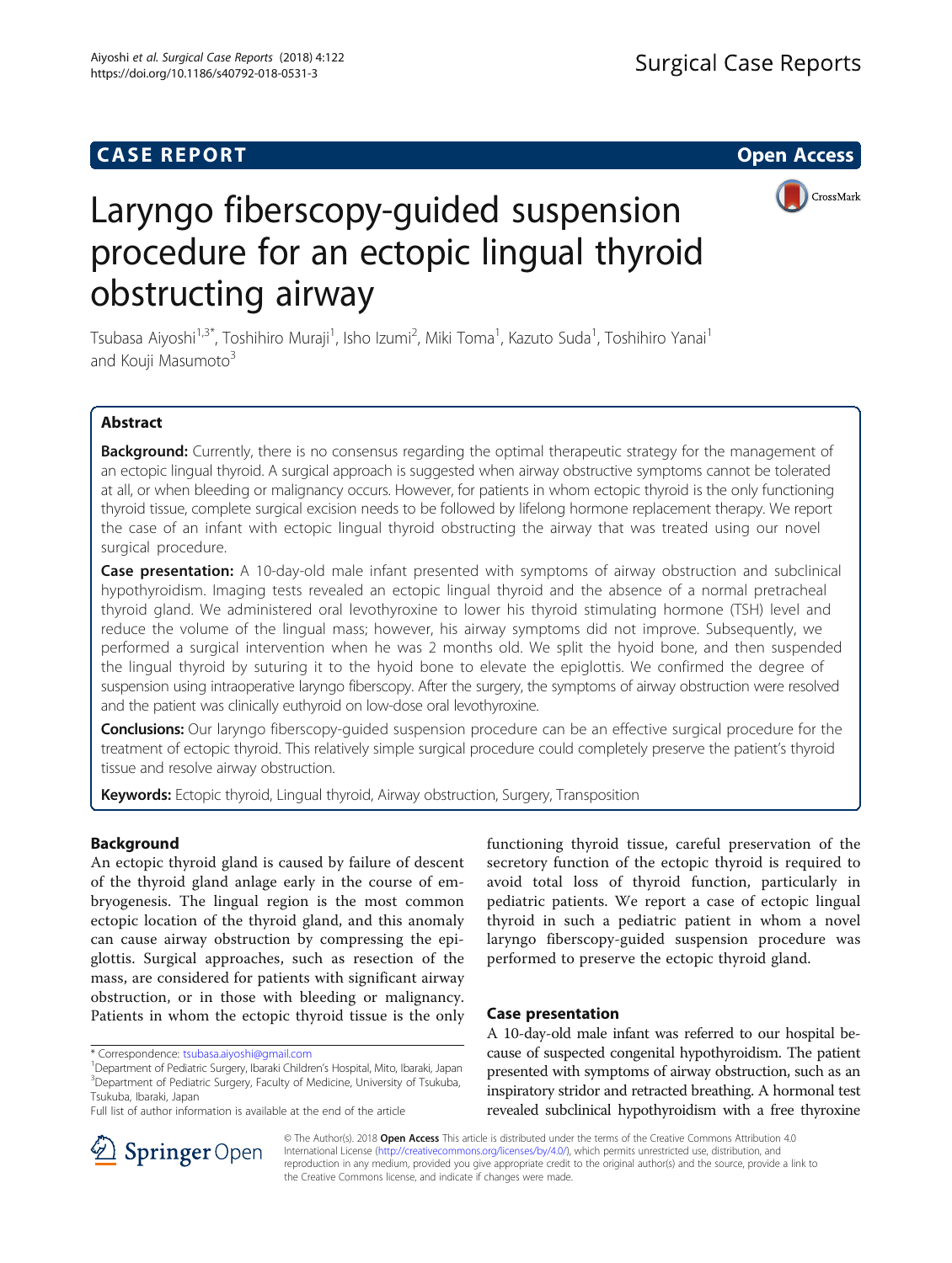CASE REPORT

Open Access

# Laryngo fiberscopy-guided suspension procedure for an ectopic lingual thyroid obstructing airway

Tsubasa Aiyoshi[1,3*], Toshihiro Muraji[1], Isho Izumi[2], Miki Toma[1], Kazuto Suda[1], Toshihiro Yanai[1] and Kouji Masumoto[3]

## Abstract

**Background:** Currently, there is no consensus regarding the optimal therapeutic strategy for the management of an ectopic lingual thyroid. A surgical approach is suggested when airway obstructive symptoms cannot be tolerated at all, or when bleeding or malignancy occurs. However, for patients in whom ectopic thyroid is the only functioning thyroid tissue, complete surgical excision needs to be followed by lifelong hormone replacement therapy. We report the case of an infant with ectopic lingual thyroid obstructing the airway that was treated using our novel surgical procedure.

**Case presentation:** A 10-day-old male infant presented with symptoms of airway obstruction and subclinical hypothyroidism. Imaging tests revealed an ectopic lingual thyroid and the absence of a normal pretracheal thyroid gland. We administered oral levothyroxine to lower his thyroid stimulating hormone (TSH) level and reduce the volume of the lingual mass; however, his airway symptoms did not improve. Subsequently, we performed a surgical intervention when he was 2 months old. We split the hyoid bone, and then suspended the lingual thyroid by suturing it to the hyoid bone to elevate the epiglottis. We confirmed the degree of suspension using intraoperative laryngo fiberscopy. After the surgery, the symptoms of airway obstruction were resolved and the patient was clinically euthyroid on low-dose oral levothyroxine.

**Conclusions:** Our laryngo fiberscopy-guided suspension procedure can be an effective surgical procedure for the treatment of ectopic thyroid. This relatively simple surgical procedure could completely preserve the patient's thyroid tissue and resolve airway obstruction.

**Keywords:** Ectopic thyroid, Lingual thyroid, Airway obstruction, Surgery, Transposition

## Background

An ectopic thyroid gland is caused by failure of descent of the thyroid gland anlage early in the course of embryogenesis. The lingual region is the most common ectopic location of the thyroid gland, and this anomaly can cause airway obstruction by compressing the epiglottis. Surgical approaches, such as resection of the mass, are considered for patients with significant airway obstruction, or in those with bleeding or malignancy. Patients in whom the ectopic thyroid tissue is the only functioning thyroid tissue, careful preservation of the secretory function of the ectopic thyroid is required to avoid total loss of thyroid function, particularly in pediatric patients. We report a case of ectopic lingual thyroid in such a pediatric patient in whom a novel laryngo fiberscopy-guided suspension procedure was performed to preserve the ectopic thyroid gland.

## Case presentation

A 10-day-old male infant was referred to our hospital because of suspected congenital hypothyroidism. The patient presented with symptoms of airway obstruction, such as an inspiratory stridor and retracted breathing. A hormonal test revealed subclinical hypothyroidism with a free thyroxine

\* Correspondence: tsubasa.aiyoshi@gmail.com
[1]Department of Pediatric Surgery, Ibaraki Children's Hospital, Mito, Ibaraki, Japan
[3]Department of Pediatric Surgery, Faculty of Medicine, University of Tsukuba, Tsukuba, Ibaraki, Japan
Full list of author information is available at the end of the article

© The Author(s). 2018 **Open Access** This article is distributed under the terms of the Creative Commons Attribution 4.0 International License (http://creativecommons.org/licenses/by/4.0/), which permits unrestricted use, distribution, and reproduction in any medium, provided you give appropriate credit to the original author(s) and the source, provide a link to the Creative Commons license, and indicate if changes were made.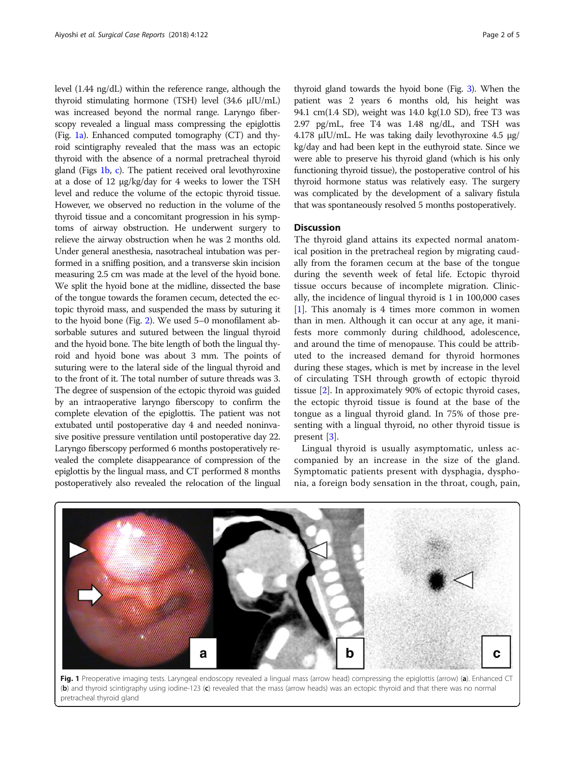level (1.44 ng/dL) within the reference range, although the thyroid stimulating hormone (TSH) level (34.6 μIU/mL) was increased beyond the normal range. Laryngo fiberscopy revealed a lingual mass compressing the epiglottis (Fig. 1a). Enhanced computed tomography (CT) and thyroid scintigraphy revealed that the mass was an ectopic thyroid with the absence of a normal pretracheal thyroid gland (Figs 1b, c). The patient received oral levothyroxine at a dose of 12 μg/kg/day for 4 weeks to lower the TSH level and reduce the volume of the ectopic thyroid tissue. However, we observed no reduction in the volume of the thyroid tissue and a concomitant progression in his symptoms of airway obstruction. He underwent surgery to relieve the airway obstruction when he was 2 months old. Under general anesthesia, nasotracheal intubation was performed in a sniffing position, and a transverse skin incision measuring 2.5 cm was made at the level of the hyoid bone. We split the hyoid bone at the midline, dissected the base of the tongue towards the foramen cecum, detected the ectopic thyroid mass, and suspended the mass by suturing it to the hyoid bone (Fig. 2). We used 5–0 monofilament absorbable sutures and sutured between the lingual thyroid and the hyoid bone. The bite length of both the lingual thyroid and hyoid bone was about 3 mm. The points of suturing were to the lateral side of the lingual thyroid and to the front of it. The total number of suture threads was 3. The degree of suspension of the ectopic thyroid was guided by an intraoperative laryngo fiberscopy to confirm the complete elevation of the epiglottis. The patient was not extubated until postoperative day 4 and needed noninvasive positive pressure ventilation until postoperative day 22. Laryngo fiberscopy performed 6 months postoperatively revealed the complete disappearance of compression of the epiglottis by the lingual mass, and CT performed 8 months postoperatively also revealed the relocation of the lingual thyroid gland towards the hyoid bone (Fig. 3). When the patient was 2 years 6 months old, his height was 94.1 cm(1.4 SD), weight was 14.0 kg(1.0 SD), free T3 was 2.97 pg/mL, free T4 was 1.48 ng/dL, and TSH was 4.178 μIU/mL. He was taking daily levothyroxine 4.5 μg/kg/day and had been kept in the euthyroid state. Since we were able to preserve his thyroid gland (which is his only functioning thyroid tissue), the postoperative control of his thyroid hormone status was relatively easy. The surgery was complicated by the development of a salivary fistula that was spontaneously resolved 5 months postoperatively.

## Discussion

The thyroid gland attains its expected normal anatomical position in the pretracheal region by migrating caudally from the foramen cecum at the base of the tongue during the seventh week of fetal life. Ectopic thyroid tissue occurs because of incomplete migration. Clinically, the incidence of lingual thyroid is 1 in 100,000 cases [1]. This anomaly is 4 times more common in women than in men. Although it can occur at any age, it manifests more commonly during childhood, adolescence, and around the time of menopause. This could be attributed to the increased demand for thyroid hormones during these stages, which is met by increase in the level of circulating TSH through growth of ectopic thyroid tissue [2]. In approximately 90% of ectopic thyroid cases, the ectopic thyroid tissue is found at the base of the tongue as a lingual thyroid gland. In 75% of those presenting with a lingual thyroid, no other thyroid tissue is present [3].

Lingual thyroid is usually asymptomatic, unless accompanied by an increase in the size of the gland. Symptomatic patients present with dysphagia, dysphonia, a foreign body sensation in the throat, cough, pain,

**Fig. 1** Preoperative imaging tests. Laryngeal endoscopy revealed a lingual mass (arrow head) compressing the epiglottis (arrow) (**a**). Enhanced CT (**b**) and thyroid scintigraphy using iodine-123 (**c**) revealed that the mass (arrow heads) was an ectopic thyroid and that there was no normal pretracheal thyroid gland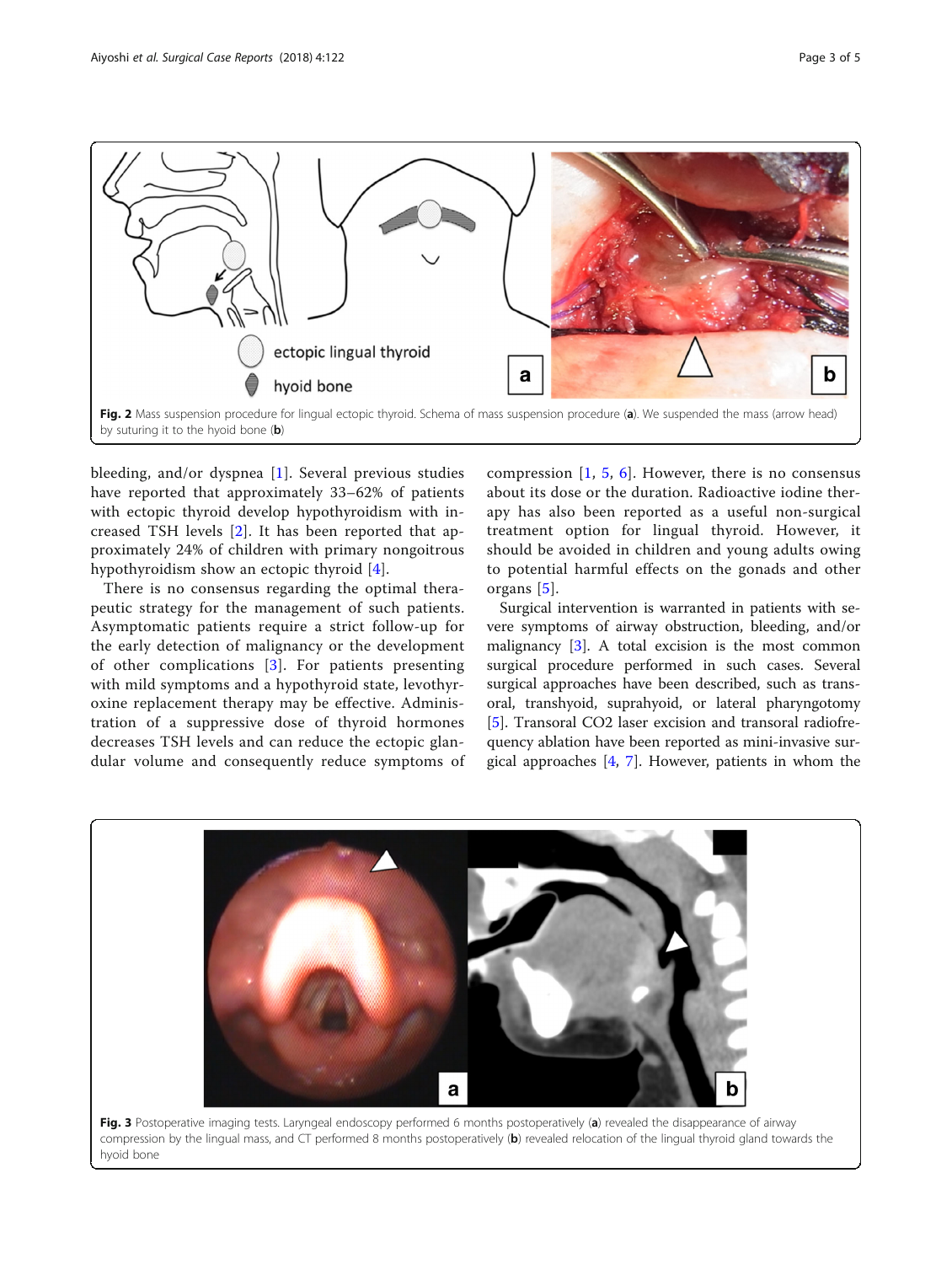Fig. 2 Mass suspension procedure for lingual ectopic thyroid. Schema of mass suspension procedure (**a**). We suspended the mass (arrow head) by suturing it to the hyoid bone (**b**)

bleeding, and/or dyspnea [1]. Several previous studies have reported that approximately 33–62% of patients with ectopic thyroid develop hypothyroidism with increased TSH levels [2]. It has been reported that approximately 24% of children with primary nongoitrous hypothyroidism show an ectopic thyroid [4].

There is no consensus regarding the optimal therapeutic strategy for the management of such patients. Asymptomatic patients require a strict follow-up for the early detection of malignancy or the development of other complications [3]. For patients presenting with mild symptoms and a hypothyroid state, levothyroxine replacement therapy may be effective. Administration of a suppressive dose of thyroid hormones decreases TSH levels and can reduce the ectopic glandular volume and consequently reduce symptoms of compression [1, 5, 6]. However, there is no consensus about its dose or the duration. Radioactive iodine therapy has also been reported as a useful non-surgical treatment option for lingual thyroid. However, it should be avoided in children and young adults owing to potential harmful effects on the gonads and other organs [5].

Surgical intervention is warranted in patients with severe symptoms of airway obstruction, bleeding, and/or malignancy [3]. A total excision is the most common surgical procedure performed in such cases. Several surgical approaches have been described, such as transoral, transhyoid, suprahyoid, or lateral pharyngotomy [5]. Transoral $CO_2$ laser excision and transoral radiofrequency ablation have been reported as mini-invasive surgical approaches [4, 7]. However, patients in whom the

Fig. 3 Postoperative imaging tests. Laryngeal endoscopy performed 6 months postoperatively (**a**) revealed the disappearance of airway compression by the lingual mass, and CT performed 8 months postoperatively (**b**) revealed relocation of the lingual thyroid gland towards the hyoid bone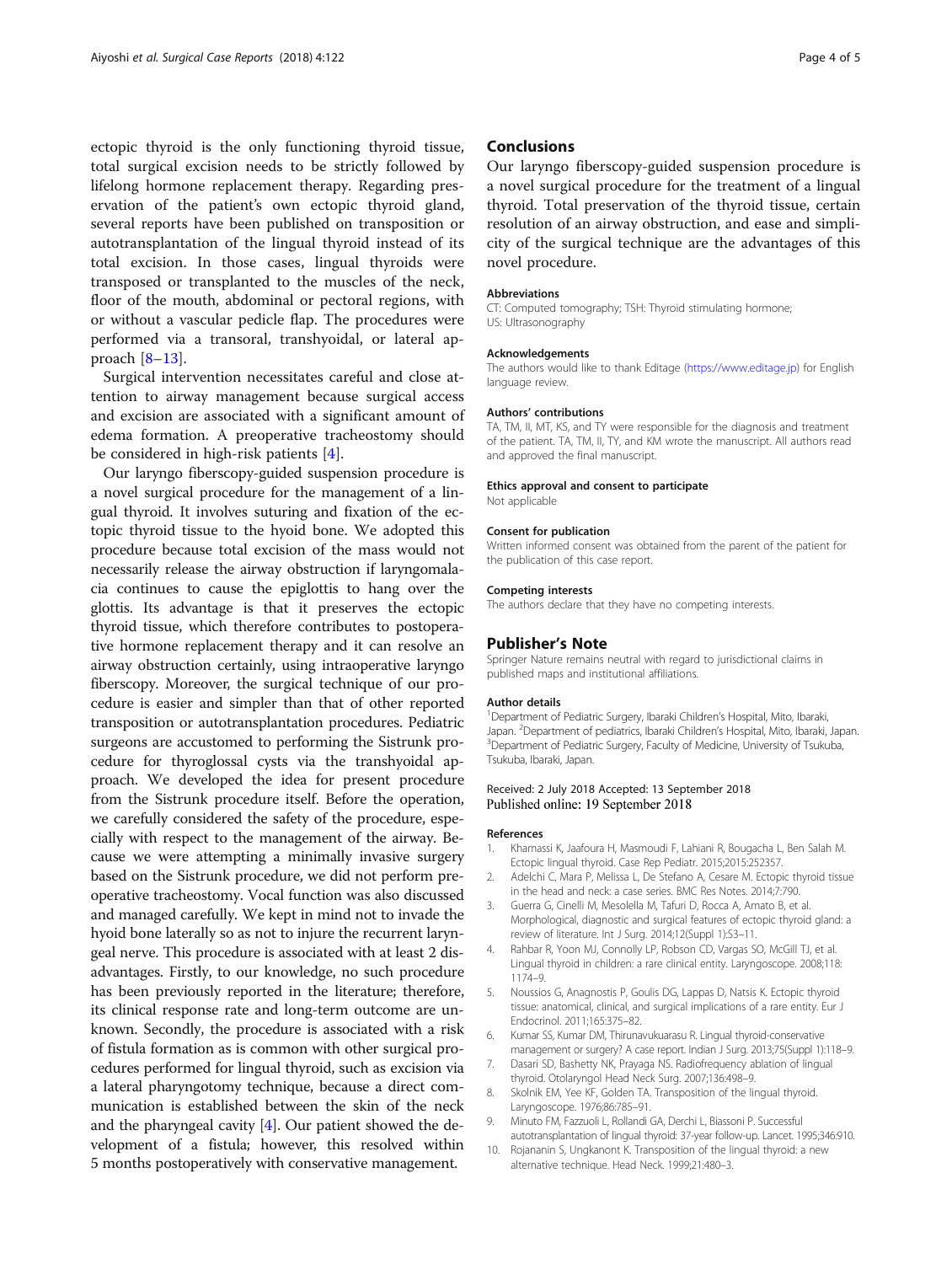ectopic thyroid is the only functioning thyroid tissue, total surgical excision needs to be strictly followed by lifelong hormone replacement therapy. Regarding preservation of the patient's own ectopic thyroid gland, several reports have been published on transposition or autotransplantation of the lingual thyroid instead of its total excision. In those cases, lingual thyroids were transposed or transplanted to the muscles of the neck, floor of the mouth, abdominal or pectoral regions, with or without a vascular pedicle flap. The procedures were performed via a transoral, transhyoidal, or lateral approach [8–13].

Surgical intervention necessitates careful and close attention to airway management because surgical access and excision are associated with a significant amount of edema formation. A preoperative tracheostomy should be considered in high-risk patients [4].

Our laryngo fiberscopy-guided suspension procedure is a novel surgical procedure for the management of a lingual thyroid. It involves suturing and fixation of the ectopic thyroid tissue to the hyoid bone. We adopted this procedure because total excision of the mass would not necessarily release the airway obstruction if laryngomalacia continues to cause the epiglottis to hang over the glottis. Its advantage is that it preserves the ectopic thyroid tissue, which therefore contributes to postoperative hormone replacement therapy and it can resolve an airway obstruction certainly, using intraoperative laryngo fiberscopy. Moreover, the surgical technique of our procedure is easier and simpler than that of other reported transposition or autotransplantation procedures. Pediatric surgeons are accustomed to performing the Sistrunk procedure for thyroglossal cysts via the transhyoidal approach. We developed the idea for present procedure from the Sistrunk procedure itself. Before the operation, we carefully considered the safety of the procedure, especially with respect to the management of the airway. Because we were attempting a minimally invasive surgery based on the Sistrunk procedure, we did not perform preoperative tracheostomy. Vocal function was also discussed and managed carefully. We kept in mind not to invade the hyoid bone laterally so as not to injure the recurrent laryngeal nerve. This procedure is associated with at least 2 disadvantages. Firstly, to our knowledge, no such procedure has been previously reported in the literature; therefore, its clinical response rate and long-term outcome are unknown. Secondly, the procedure is associated with a risk of fistula formation as is common with other surgical procedures performed for lingual thyroid, such as excision via a lateral pharyngotomy technique, because a direct communication is established between the skin of the neck and the pharyngeal cavity [4]. Our patient showed the development of a fistula; however, this resolved within 5 months postoperatively with conservative management.

## Conclusions

Our laryngo fiberscopy-guided suspension procedure is a novel surgical procedure for the treatment of a lingual thyroid. Total preservation of the thyroid tissue, certain resolution of an airway obstruction, and ease and simplicity of the surgical technique are the advantages of this novel procedure.

#### Abbreviations

CT: Computed tomography; TSH: Thyroid stimulating hormone; US: Ultrasonography

#### Acknowledgements

The authors would like to thank Editage (https://www.editage.jp) for English language review.

#### Authors' contributions

TA, TM, II, MT, KS, and TY were responsible for the diagnosis and treatment of the patient. TA, TM, II, TY, and KM wrote the manuscript. All authors read and approved the final manuscript.

#### Ethics approval and consent to participate

Not applicable

#### Consent for publication

Written informed consent was obtained from the parent of the patient for the publication of this case report.

#### Competing interests

The authors declare that they have no competing interests.

## Publisher's Note

Springer Nature remains neutral with regard to jurisdictional claims in published maps and institutional affiliations.

#### Author details

[1]Department of Pediatric Surgery, Ibaraki Children's Hospital, Mito, Ibaraki, Japan. [2]Department of pediatrics, Ibaraki Children's Hospital, Mito, Ibaraki, Japan. [3]Department of Pediatric Surgery, Faculty of Medicine, University of Tsukuba, Tsukuba, Ibaraki, Japan.

Received: 2 July 2018 Accepted: 13 September 2018
Published online: 19 September 2018

#### References

1. Khamassi K, Jaafoura H, Masmoudi F, Lahiani R, Bougacha L, Ben Salah M. Ectopic lingual thyroid. Case Rep Pediatr. 2015;2015:252357.
2. Adelchi C, Mara P, Melissa L, De Stefano A, Cesare M. Ectopic thyroid tissue in the head and neck: a case series. BMC Res Notes. 2014;7:790.
3. Guerra G, Cinelli M, Mesolella M, Tafuri D, Rocca A, Amato B, et al. Morphological, diagnostic and surgical features of ectopic thyroid gland: a review of literature. Int J Surg. 2014;12(Suppl 1):S3–11.
4. Rahbar R, Yoon MJ, Connolly LP, Robson CD, Vargas SO, McGill TJ, et al. Lingual thyroid in children: a rare clinical entity. Laryngoscope. 2008;118:1174–9.
5. Noussios G, Anagnostis P, Goulis DG, Lappas D, Natsis K. Ectopic thyroid tissue: anatomical, clinical, and surgical implications of a rare entity. Eur J Endocrinol. 2011;165:375–82.
6. Kumar SS, Kumar DM, Thirunavukuarasu R. Lingual thyroid-conservative management or surgery? A case report. Indian J Surg. 2013;75(Suppl 1):118–9.
7. Dasari SD, Bashetty NK, Prayaga NS. Radiofrequency ablation of lingual thyroid. Otolaryngol Head Neck Surg. 2007;136:498–9.
8. Skolnik EM, Yee KF, Golden TA. Transposition of the lingual thyroid. Laryngoscope. 1976;86:785–91.
9. Minuto FM, Fazzuoli L, Rollandi GA, Derchi L, Biassoni P. Successful autotransplantation of lingual thyroid: 37-year follow-up. Lancet. 1995;346:910.
10. Rojananin S, Ungkanont K. Transposition of the lingual thyroid: a new alternative technique. Head Neck. 1999;21:480–3.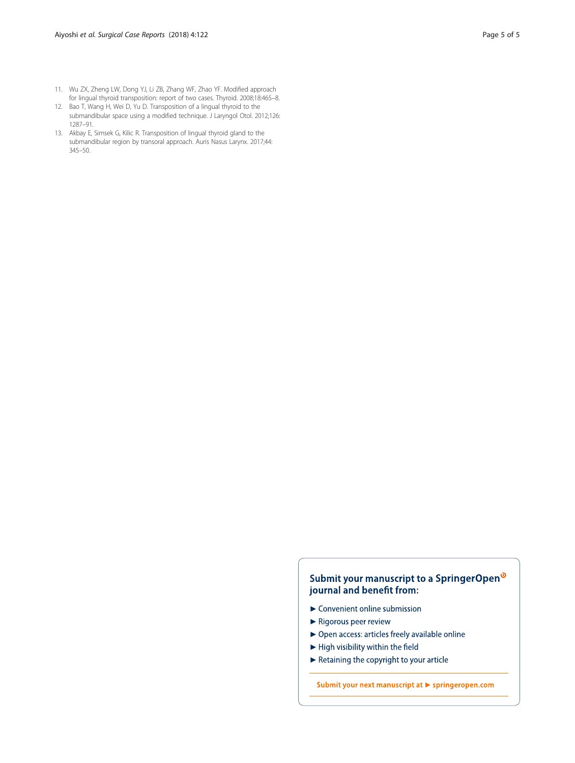11. Wu ZX, Zheng LW, Dong YJ, Li ZB, Zhang WF, Zhao YF. Modified approach for lingual thyroid transposition: report of two cases. Thyroid. 2008;18:465–8.
12. Bao T, Wang H, Wei D, Yu D. Transposition of a lingual thyroid to the submandibular space using a modified technique. J Laryngol Otol. 2012;126:1287–91.
13. Akbay E, Simsek G, Kilic R. Transposition of lingual thyroid gland to the submandibular region by transoral approach. Auris Nasus Larynx. 2017;44:345–50.

**Submit your manuscript to a SpringerOpen journal and benefit from:**

- ► Convenient online submission
- ► Rigorous peer review
- ► Open access: articles freely available online
- ► High visibility within the field
- ► Retaining the copyright to your article

**Submit your next manuscript at ► springeropen.com**